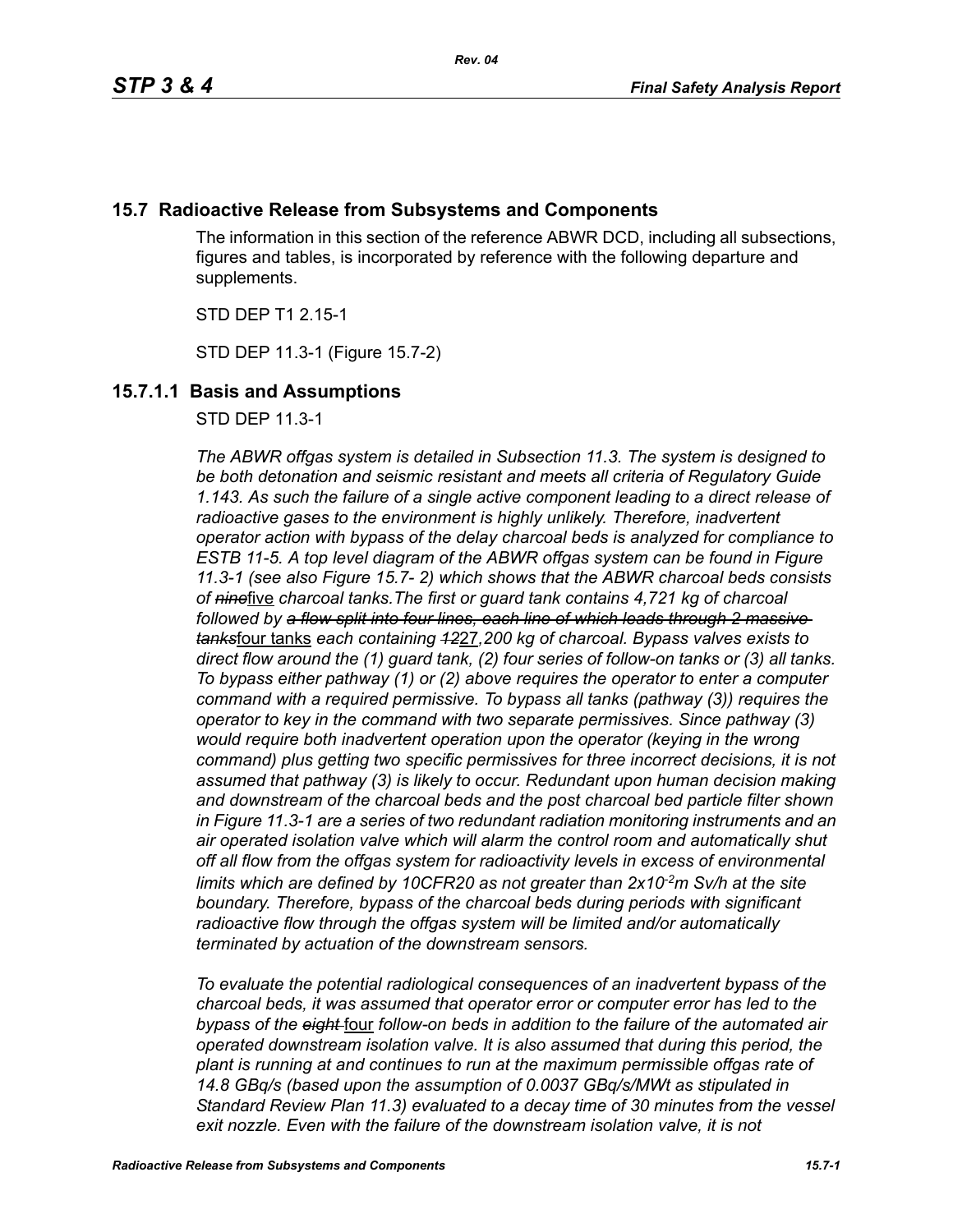## 15.7 Radioactive Release from Subsystems and Components

The information in this section of the reference ABWR DCD, including all subsections, figures and tables, is incorporated by reference with the following departure and supplements.

STD DEP T1 2.15-1

STD DEP 11.3-1 (Figure 15.7-2)

### 15.7.1.1 Basis and Assumptions

STD DEP 11.3-1

*The ABWR offgas system is detailed in Subsection 11.3. The system is designed to be both detonation and seismic resistant and meets all criteria of Regulatory Guide 1.143. As such the failure of a single active component leading to a direct release of radioactive gases to the environment is highly unlikely. Therefore, inadvertent operator action with bypass of the delay charcoal beds is analyzed for compliance to ESTB 11-5. A top level diagram of the ABWR offgas system can be found in Figure 11.3-1 (see also Figure 15.7- 2) which shows that the ABWR charcoal beds consists of ~~nine~~*five *charcoal tanks.The first or guard tank contains 4,721 kg of charcoal followed by ~~a flow split into four lines, each line of which leads through 2 massive tanks~~*four tanks *each containing ~~12~~*27*,200 kg of charcoal. Bypass valves exists to direct flow around the (1) guard tank, (2) four series of follow-on tanks or (3) all tanks. To bypass either pathway (1) or (2) above requires the operator to enter a computer command with a required permissive. To bypass all tanks (pathway (3)) requires the operator to key in the command with two separate permissives. Since pathway (3) would require both inadvertent operation upon the operator (keying in the wrong command) plus getting two specific permissives for three incorrect decisions, it is not assumed that pathway (3) is likely to occur. Redundant upon human decision making and downstream of the charcoal beds and the post charcoal bed particle filter shown in Figure 11.3-1 are a series of two redundant radiation monitoring instruments and an air operated isolation valve which will alarm the control room and automatically shut off all flow from the offgas system for radioactivity levels in excess of environmental limits which are defined by 10CFR20 as not greater than $2x10^{-2}$m Sv/h at the site boundary. Therefore, bypass of the charcoal beds during periods with significant radioactive flow through the offgas system will be limited and/or automatically terminated by actuation of the downstream sensors.*

*To evaluate the potential radiological consequences of an inadvertent bypass of the charcoal beds, it was assumed that operator error or computer error has led to the bypass of the ~~eight~~* four *follow-on beds in addition to the failure of the automated air operated downstream isolation valve. It is also assumed that during this period, the plant is running at and continues to run at the maximum permissible offgas rate of 14.8 GBq/s (based upon the assumption of 0.0037 GBq/s/MWt as stipulated in Standard Review Plan 11.3) evaluated to a decay time of 30 minutes from the vessel exit nozzle. Even with the failure of the downstream isolation valve, it is not*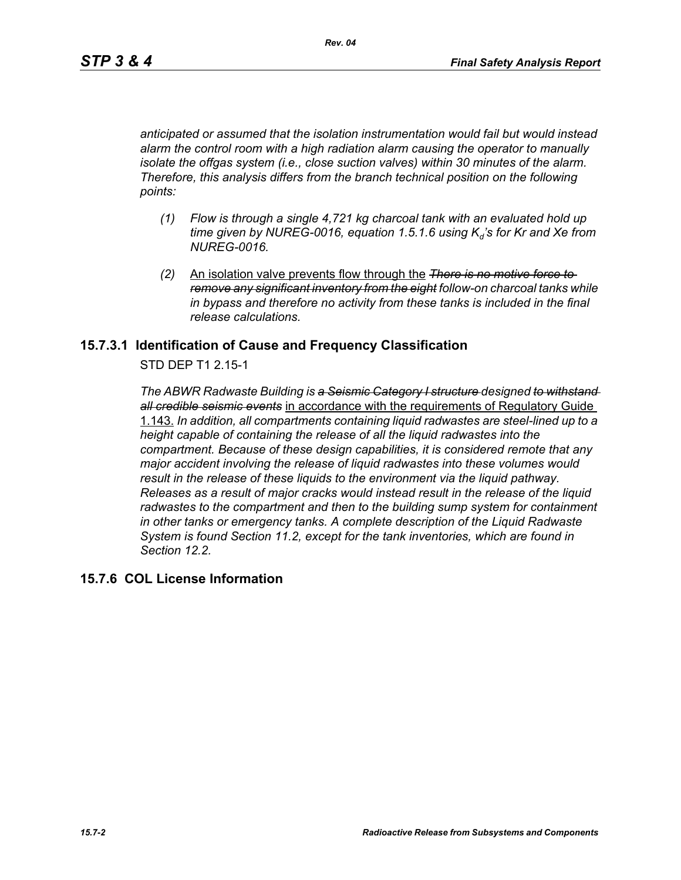*anticipated or assumed that the isolation instrumentation would fail but would instead alarm the control room with a high radiation alarm causing the operator to manually isolate the offgas system (i.e., close suction valves) within 30 minutes of the alarm. Therefore, this analysis differs from the branch technical position on the following points:*

(1) *Flow is through a single 4,721 kg charcoal tank with an evaluated hold up time given by NUREG-0016, equation 1.5.1.6 using $K_d$'s for Kr and Xe from NUREG-0016.*

(2) An isolation valve prevents flow through the ~~*There is no motive force to remove any significant inventory from the eight*~~ *follow-on charcoal tanks while in bypass and therefore no activity from these tanks is included in the final release calculations.*

## 15.7.3.1 Identification of Cause and Frequency Classification

STD DEP T1 2.15-1

*The ABWR Radwaste Building is* ~~*a Seismic Category I structure*~~ *designed* ~~*to withstand all credible seismic events*~~ in accordance with the requirements of Regulatory Guide 1.143. *In addition, all compartments containing liquid radwastes are steel-lined up to a height capable of containing the release of all the liquid radwastes into the compartment. Because of these design capabilities, it is considered remote that any major accident involving the release of liquid radwastes into these volumes would result in the release of these liquids to the environment via the liquid pathway. Releases as a result of major cracks would instead result in the release of the liquid radwastes to the compartment and then to the building sump system for containment in other tanks or emergency tanks. A complete description of the Liquid Radwaste System is found Section 11.2, except for the tank inventories, which are found in Section 12.2.*

## 15.7.6 COL License Information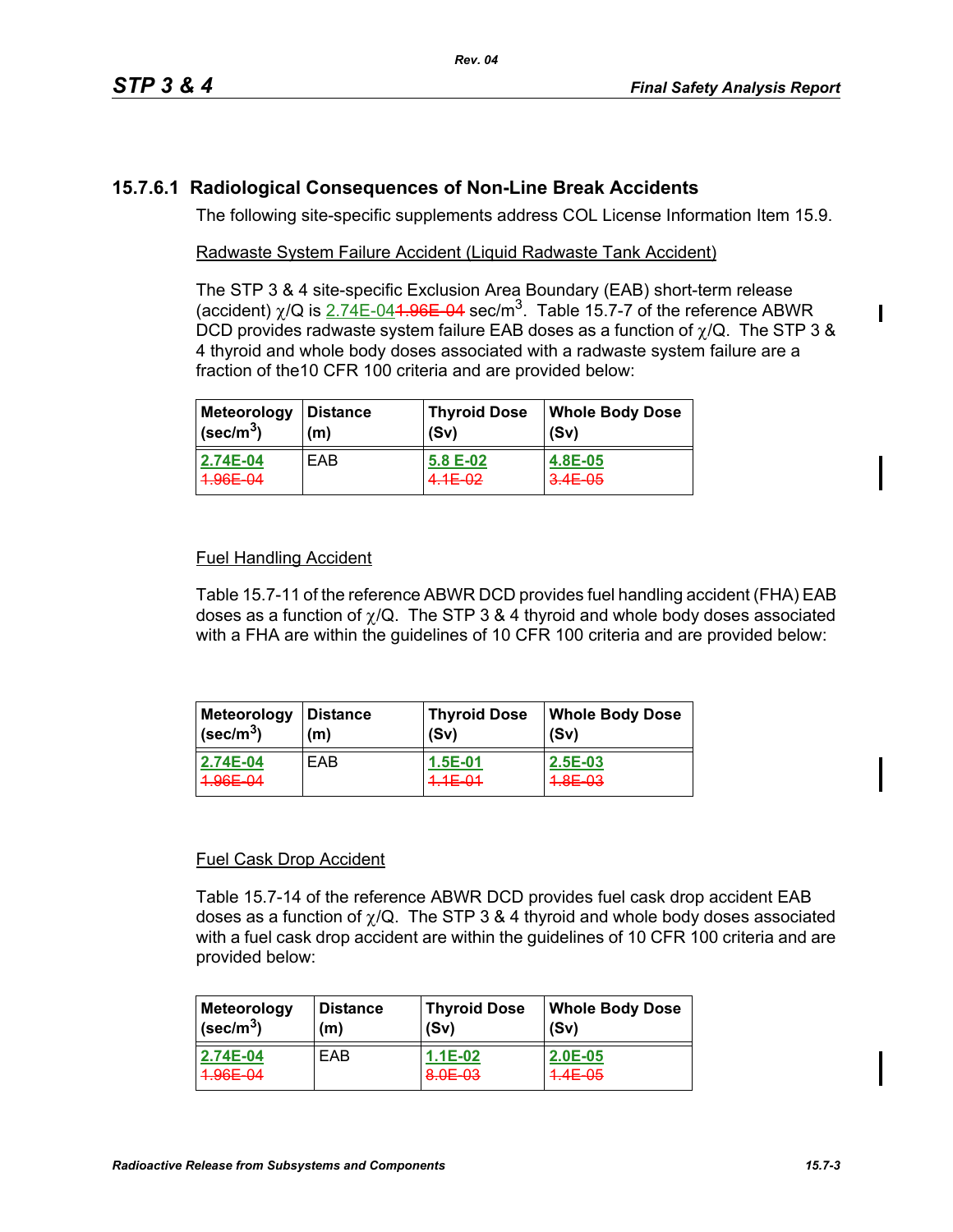### 15.7.6.1 Radiological Consequences of Non-Line Break Accidents

The following site-specific supplements address COL License Information Item 15.9.

Radwaste System Failure Accident (Liquid Radwaste Tank Accident)

The STP 3 & 4 site-specific Exclusion Area Boundary (EAB) short-term release (accident) $\chi$/Q is 2.74E-04 ~~1.96E-04~~ sec/m$^3$. Table 15.7-7 of the reference ABWR DCD provides radwaste system failure EAB doses as a function of $\chi$/Q. The STP 3 & 4 thyroid and whole body doses associated with a radwaste system failure are a fraction of the10 CFR 100 criteria and are provided below:

| Meteorology (sec/m$^3$) | Distance (m) | Thyroid Dose (Sv) | Whole Body Dose (Sv) |
|---|---|---|---|
| 2.74E-04 ~~1.96E-04~~ | EAB | 5.8 E-02 ~~4.1E-02~~ | 4.8E-05 ~~3.4E-05~~ |

Fuel Handling Accident

Table 15.7-11 of the reference ABWR DCD provides fuel handling accident (FHA) EAB doses as a function of $\chi$/Q. The STP 3 & 4 thyroid and whole body doses associated with a FHA are within the guidelines of 10 CFR 100 criteria and are provided below:

| Meteorology (sec/m$^3$) | Distance (m) | Thyroid Dose (Sv) | Whole Body Dose (Sv) |
|---|---|---|---|
| 2.74E-04 ~~1.96E-04~~ | EAB | 1.5E-01 ~~1.1E-01~~ | 2.5E-03 ~~1.8E-03~~ |

Fuel Cask Drop Accident

Table 15.7-14 of the reference ABWR DCD provides fuel cask drop accident EAB doses as a function of $\chi$/Q. The STP 3 & 4 thyroid and whole body doses associated with a fuel cask drop accident are within the guidelines of 10 CFR 100 criteria and are provided below:

| Meteorology (sec/m$^3$) | Distance (m) | Thyroid Dose (Sv) | Whole Body Dose (Sv) |
|---|---|---|---|
| 2.74E-04 ~~1.96E-04~~ | EAB | 1.1E-02 ~~8.0E-03~~ | 2.0E-05 ~~1.4E-05~~ |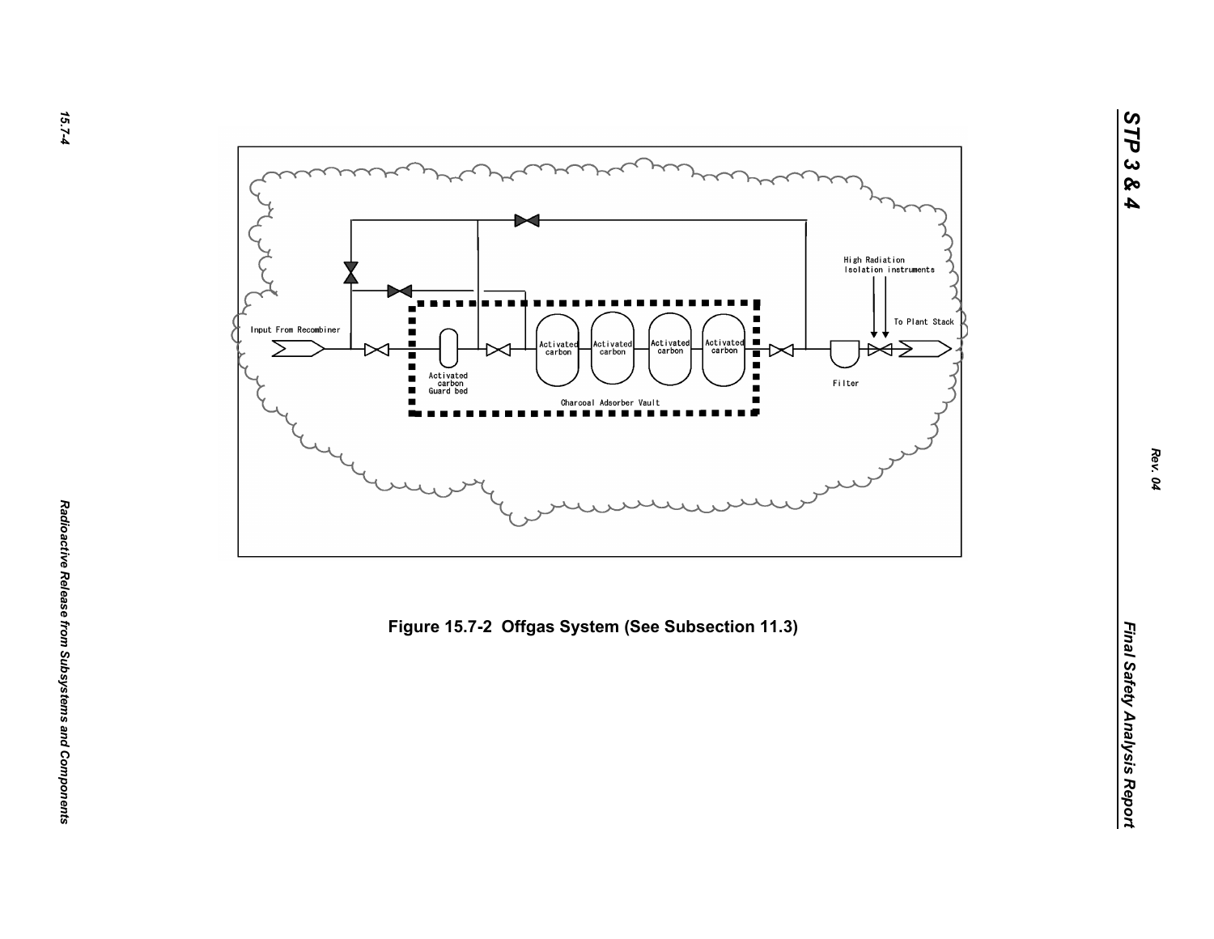Input From Recombiner

Activated carbon Guard bed

Activated carbon

Activated carbon

Activated carbon

Activated carbon

Charcoal Adsorber Vault

High Radiation Isolation instruments

To Plant Stack

Filter

Figure 15.7-2 Offgas System (See Subsection 11.3)